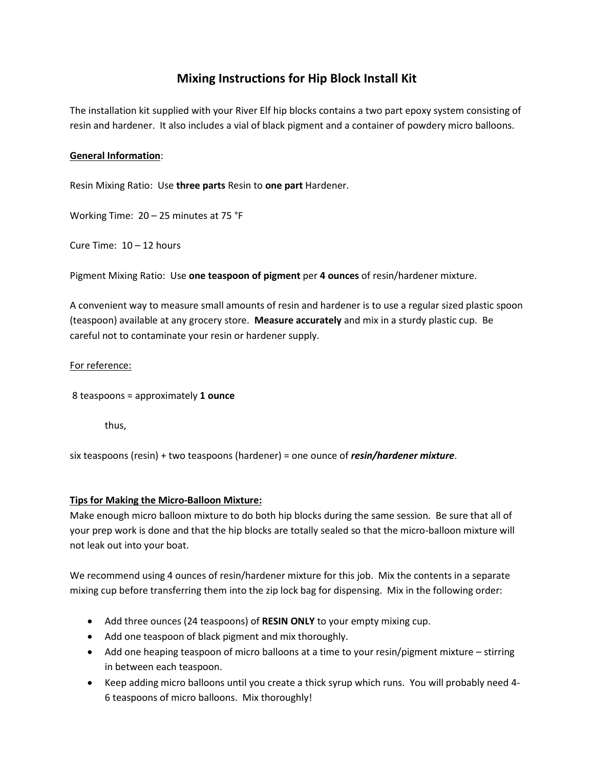# Mixing Instructions for Hip Block Install Kit

The installation kit supplied with your River Elf hip blocks contains a two part epoxy system consisting of resin and hardener. It also includes a vial of black pigment and a container of powdery micro balloons.

<u>**General Information**</u>:

Resin Mixing Ratio: Use **three parts** Resin to **one part** Hardener.

Working Time: 20 – 25 minutes at 75 °F

Cure Time: 10 – 12 hours

Pigment Mixing Ratio: Use **one teaspoon of pigment** per **4 ounces** of resin/hardener mixture.

A convenient way to measure small amounts of resin and hardener is to use a regular sized plastic spoon (teaspoon) available at any grocery store. **Measure accurately** and mix in a sturdy plastic cup. Be careful not to contaminate your resin or hardener supply.

<u>For reference:</u>

8 teaspoons = approximately **1 ounce**

thus,

six teaspoons (resin) + two teaspoons (hardener) = one ounce of ***resin/hardener mixture***.

<u>**Tips for Making the Micro-Balloon Mixture:**</u>

Make enough micro balloon mixture to do both hip blocks during the same session. Be sure that all of your prep work is done and that the hip blocks are totally sealed so that the micro-balloon mixture will not leak out into your boat.

We recommend using 4 ounces of resin/hardener mixture for this job. Mix the contents in a separate mixing cup before transferring them into the zip lock bag for dispensing. Mix in the following order:

- Add three ounces (24 teaspoons) of **RESIN ONLY** to your empty mixing cup.
- Add one teaspoon of black pigment and mix thoroughly.
- Add one heaping teaspoon of micro balloons at a time to your resin/pigment mixture – stirring in between each teaspoon.
- Keep adding micro balloons until you create a thick syrup which runs. You will probably need 4-6 teaspoons of micro balloons. Mix thoroughly!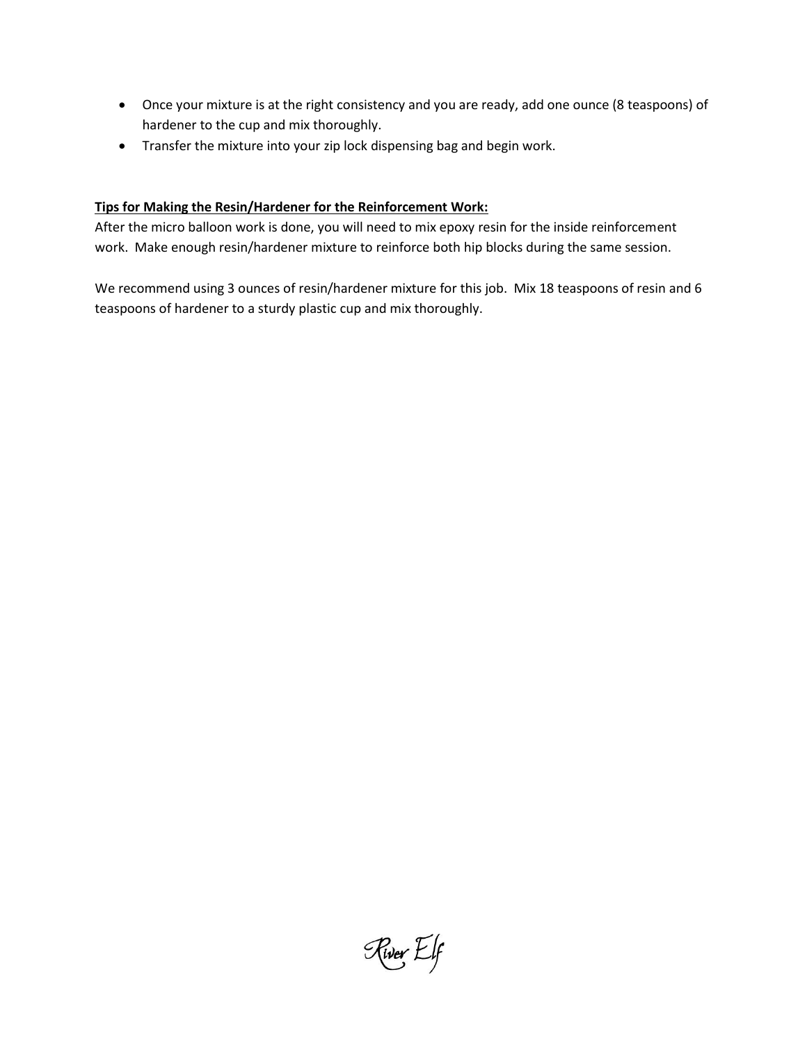- Once your mixture is at the right consistency and you are ready, add one ounce (8 teaspoons) of hardener to the cup and mix thoroughly.
- Transfer the mixture into your zip lock dispensing bag and begin work.

**Tips for Making the Resin/Hardener for the Reinforcement Work:**

After the micro balloon work is done, you will need to mix epoxy resin for the inside reinforcement work. Make enough resin/hardener mixture to reinforce both hip blocks during the same session.

We recommend using 3 ounces of resin/hardener mixture for this job. Mix 18 teaspoons of resin and 6 teaspoons of hardener to a sturdy plastic cup and mix thoroughly.